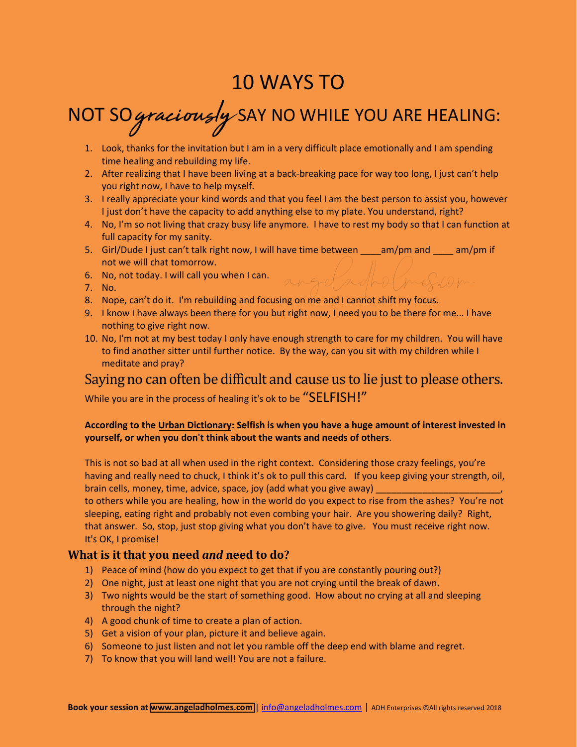# 10 WAYS TO

# NOT SO *graciously* SAY NO WHILE YOU ARE HEALING:

1. Look, thanks for the invitation but I am in a very difficult place emotionally and I am spending time healing and rebuilding my life.
2. After realizing that I have been living at a back-breaking pace for way too long, I just can't help you right now, I have to help myself.
3. I really appreciate your kind words and that you feel I am the best person to assist you, however I just don't have the capacity to add anything else to my plate. You understand, right?
4. No, I'm so not living that crazy busy life anymore. I have to rest my body so that I can function at full capacity for my sanity.
5. Girl/Dude I just can't talk right now, I will have time between ____am/pm and ____ am/pm if not we will chat tomorrow.
6. No, not today. I will call you when I can.
7. No.
8. Nope, can't do it. I'm rebuilding and focusing on me and I cannot shift my focus.
9. I know I have always been there for you but right now, I need you to be there for me... I have nothing to give right now.
10. No, I'm not at my best today I only have enough strength to care for my children. You will have to find another sitter until further notice. By the way, can you sit with my children while I meditate and pray?

## Saying no can often be difficult and cause us to lie just to please others.

While you are in the process of healing it's ok to be "SELFISH!"

**According to the Urban Dictionary: Selfish is when you have a huge amount of interest invested in yourself, or when you don't think about the wants and needs of others**.

This is not so bad at all when used in the right context. Considering those crazy feelings, you're having and really need to chuck, I think it's ok to pull this card. If you keep giving your strength, oil, brain cells, money, time, advice, space, joy (add what you give away) ________________________, to others while you are healing, how in the world do you expect to rise from the ashes? You're not sleeping, eating right and probably not even combing your hair. Are you showering daily? Right, that answer. So, stop, just stop giving what you don't have to give. You must receive right now. It's OK, I promise!

### What is it that you need *and* need to do?

1) Peace of mind (how do you expect to get that if you are constantly pouring out?)
2) One night, just at least one night that you are not crying until the break of dawn.
3) Two nights would be the start of something good. How about no crying at all and sleeping through the night?
4) A good chunk of time to create a plan of action.
5) Get a vision of your plan, picture it and believe again.
6) Someone to just listen and not let you ramble off the deep end with blame and regret.
7) To know that you will land well! You are not a failure.

**Book your session at www.angeladholmes.com** | info@angeladholmes.com | ADH Enterprises ©All rights reserved 2018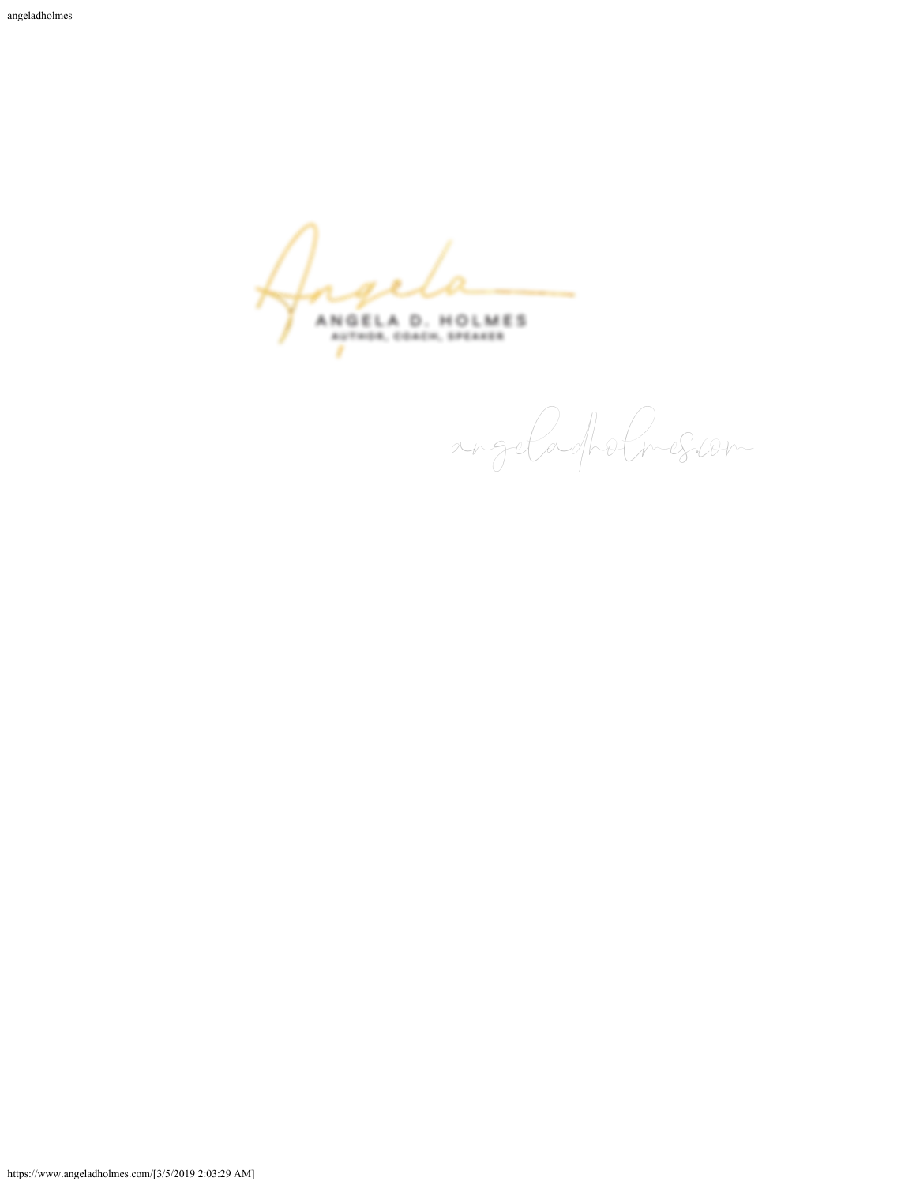Angela

ANGELA D. HOLMES

AUTHOR, COACH, SPEAKER

angeladholmes.com